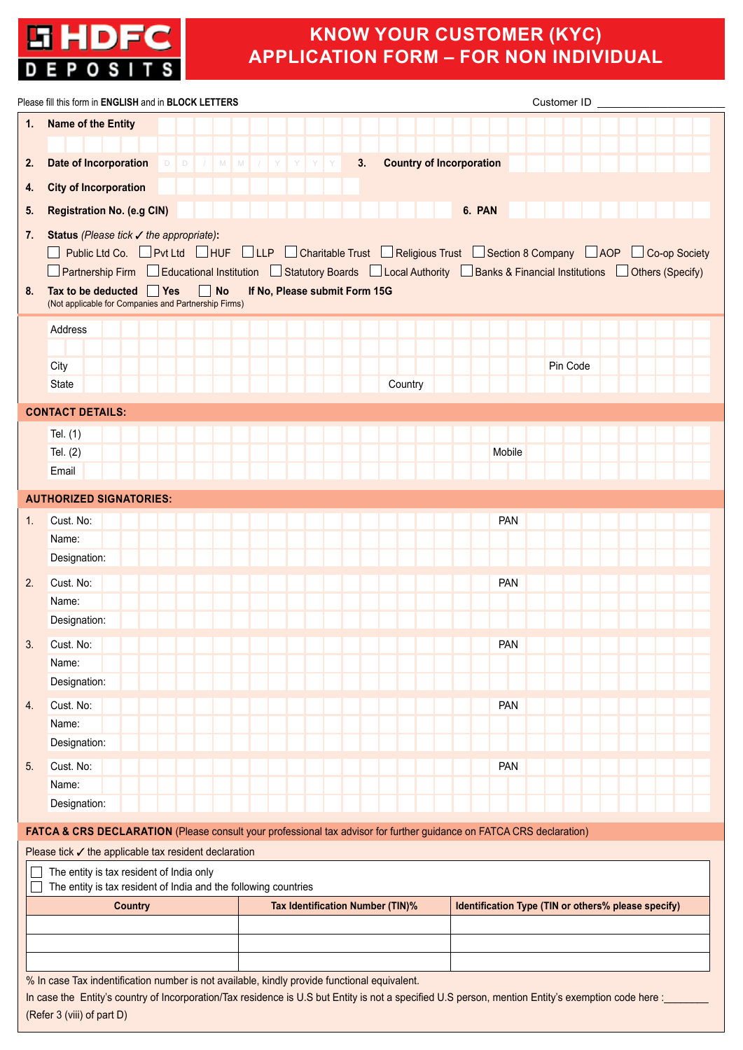# HDFC DEPOSITS

## KNOW YOUR CUSTOMER (KYC) APPLICATION FORM – FOR NON INDIVIDUAL

Please fill this form in **ENGLISH** and in **BLOCK LETTERS** Customer ID ____________

1. **Name of the Entity**
2. **Date of Incorporation** D D / M M / Y Y Y Y
3. **Country of Incorporation**
4. **City of Incorporation**
5. **Registration No. (e.g CIN)**
6. **PAN**
7. **Status** *(Please tick ✓ the appropriate)*:
   ☐ Public Ltd Co. ☐ Pvt Ltd ☐ HUF ☐ LLP ☐ Charitable Trust ☐ Religious Trust ☐ Section 8 Company ☐ AOP ☐ Co-op Society
   ☐ Partnership Firm ☐ Educational Institution ☐ Statutory Boards ☐ Local Authority ☐ Banks & Financial Institutions ☐ Others (Specify)
8. **Tax to be deducted** ☐ **Yes** ☐ **No** **If No, Please submit Form 15G**
   (Not applicable for Companies and Partnership Firms)

Address

City Pin Code

State Country

## CONTACT DETAILS:

Tel. (1)

Tel. (2) Mobile

Email

## AUTHORIZED SIGNATORIES:

1. Cust. No: PAN
   Name:
   Designation:
2. Cust. No: PAN
   Name:
   Designation:
3. Cust. No: PAN
   Name:
   Designation:
4. Cust. No: PAN
   Name:
   Designation:
5. Cust. No: PAN
   Name:
   Designation:

## FATCA & CRS DECLARATION (Please consult your professional tax advisor for further guidance on FATCA CRS declaration)

Please tick ✓ the applicable tax resident declaration

☐ The entity is tax resident of India only
☐ The entity is tax resident of India and the following countries

| Country | Tax Identification Number (TIN)% | Identification Type (TIN or others% please specify) |
|---|---|---|
| | | |
| | | |
| | | |

% In case Tax indentification number is not available, kindly provide functional equivalent.

In case the Entity's country of Incorporation/Tax residence is U.S but Entity is not a specified U.S person, mention Entity's exemption code here :________ (Refer 3 (viii) of part D)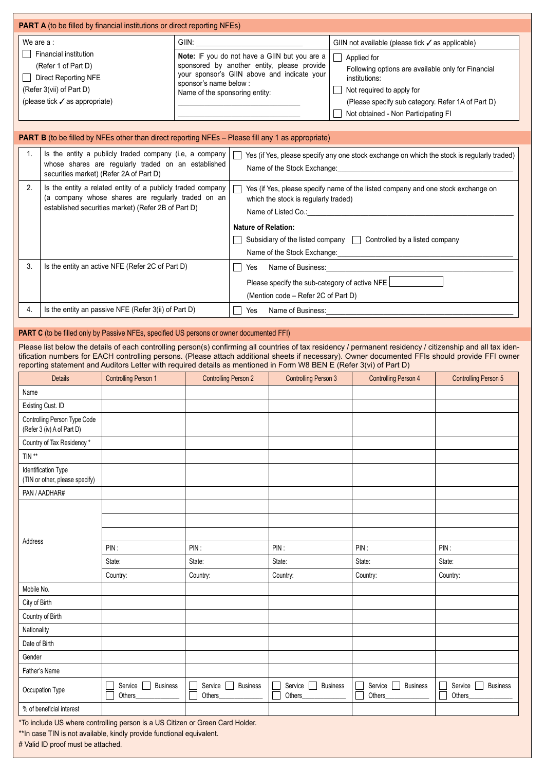**PART A** (to be filled by financial institutions or direct reporting NFEs)

| We are a : | GIIN: ____________ | GIIN not available (please tick ✓ as applicable) |
|---|---|---|
| ☐ Financial institution (Refer 1 of Part D) ☐ Direct Reporting NFE (Refer 3(vii) of Part D) (please tick ✓ as appropriate) | **Note:** IF you do not have a GIIN but you are a sponsored by another entity, please provide your sponsor's GIIN above and indicate your sponsor's name below : Name of the sponsoring entity: ____________ ____________ | ☐ Applied for Following options are available only for Financial institutions: ☐ Not required to apply for (Please specify sub category. Refer 1A of Part D) ☐ Not obtained - Non Participating FI |

**PART B** (to be filled by NFEs other than direct reporting NFEs – Please fill any 1 as appropriate)

| | | |
|---|---|---|
| 1. | Is the entity a publicly traded company (i.e, a company whose shares are regularly traded on an established securities market) (Refer 2A of Part D) | ☐ Yes (if Yes, please specify any one stock exchange on which the stock is regularly traded) Name of the Stock Exchange:____________ |
| 2. | Is the entity a related entity of a publicly traded company (a company whose shares are regularly traded on an established securities market) (Refer 2B of Part D) | ☐ Yes (if Yes, please specify name of the listed company and one stock exchange on which the stock is regularly traded) Name of Listed Co.:____________ **Nature of Relation:** ☐ Subsidiary of the listed company ☐ Controlled by a listed company Name of the Stock Exchange:____________ |
| 3. | Is the entity an active NFE (Refer 2C of Part D) | ☐ Yes Name of Business:____________ Please specify the sub-category of active NFE ☐ (Mention code – Refer 2C of Part D) |
| 4. | Is the entity an passive NFE (Refer 3(ii) of Part D) | ☐ Yes Name of Business:____________ |

**PART C** (to be filled only by Passive NFEs, specified US persons or owner documented FFI)

Please list below the details of each controlling person(s) confirming all countries of tax residency / permanent residency / citizenship and all tax identification numbers for EACH controlling persons. (Please attach additional sheets if necessary). Owner documented FFIs should provide FFI owner reporting statement and Auditors Letter with required details as mentioned in Form W8 BEN E (Refer 3(vi) of Part D)

| Details | Controlling Person 1 | Controlling Person 2 | Controlling Person 3 | Controlling Person 4 | Controlling Person 5 |
|---|---|---|---|---|---|
| Name | | | | | |
| Existing Cust. ID | | | | | |
| Controlling Person Type Code (Refer 3 (iv) A of Part D) | | | | | |
| Country of Tax Residency * | | | | | |
| TIN ** | | | | | |
| Identification Type (TIN or other, please specify) | | | | | |
| PAN / AADHAR# | | | | | |
| Address | | | | | |
| | | | | | |
| | | | | | |
| | PIN : | PIN : | PIN : | PIN : | PIN : |
| | State: | State: | State: | State: | State: |
| | Country: | Country: | Country: | Country: | Country: |
| Mobile No. | | | | | |
| City of Birth | | | | | |
| Country of Birth | | | | | |
| Nationality | | | | | |
| Date of Birth | | | | | |
| Gender | | | | | |
| Father's Name | | | | | |
| Occupation Type | ☐ Service ☐ Business ☐ Others______ | ☐ Service ☐ Business ☐ Others______ | ☐ Service ☐ Business ☐ Others______ | ☐ Service ☐ Business ☐ Others______ | ☐ Service ☐ Business ☐ Others______ |
| % of beneficial interest | | | | | |

*To include US where controlling person is a US Citizen or Green Card Holder.

**In case TIN is not available, kindly provide functional equivalent.

# Valid ID proof must be attached.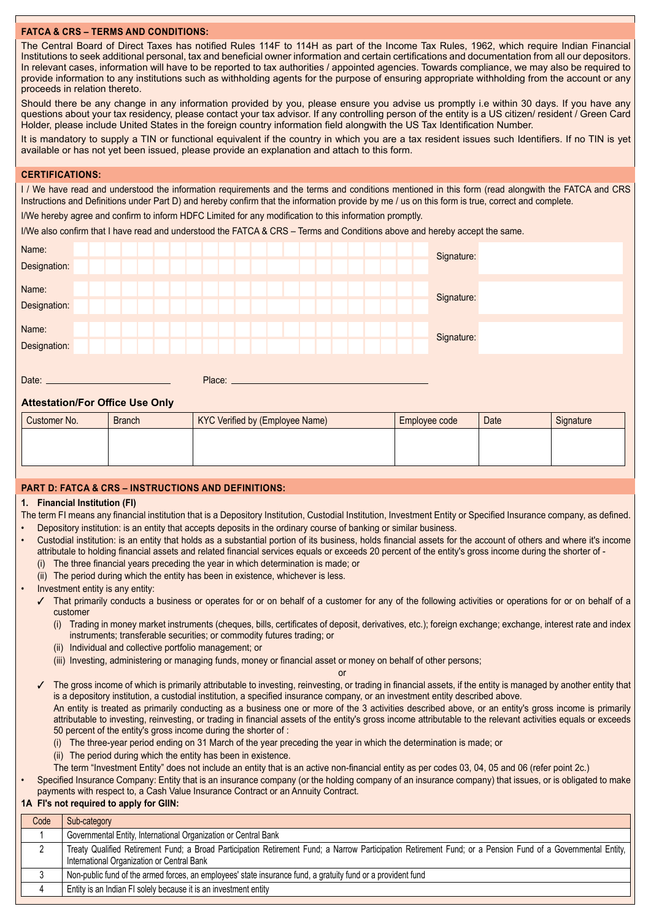## FATCA & CRS – TERMS AND CONDITIONS:

The Central Board of Direct Taxes has notified Rules 114F to 114H as part of the Income Tax Rules, 1962, which require Indian Financial Institutions to seek additional personal, tax and beneficial owner information and certain certifications and documentation from all our depositors. In relevant cases, information will have to be reported to tax authorities / appointed agencies. Towards compliance, we may also be required to provide information to any institutions such as withholding agents for the purpose of ensuring appropriate withholding from the account or any proceeds in relation thereto.

Should there be any change in any information provided by you, please ensure you advise us promptly i.e within 30 days. If you have any questions about your tax residency, please contact your tax advisor. If any controlling person of the entity is a US citizen/ resident / Green Card Holder, please include United States in the foreign country information field alongwith the US Tax Identification Number.

It is mandatory to supply a TIN or functional equivalent if the country in which you are a tax resident issues such Identifiers. If no TIN is yet available or has not yet been issued, please provide an explanation and attach to this form.

## CERTIFICATIONS:

I / We have read and understood the information requirements and the terms and conditions mentioned in this form (read alongwith the FATCA and CRS Instructions and Definitions under Part D) and hereby confirm that the information provide by me / us on this form is true, correct and complete.

I/We hereby agree and confirm to inform HDFC Limited for any modification to this information promptly.

I/We also confirm that I have read and understood the FATCA & CRS – Terms and Conditions above and hereby accept the same.

Name:
Designation:
Signature:

Name:
Designation:
Signature:

Name:
Designation:
Signature:

Date: ____________________ Place: ________________________________

### Attestation/For Office Use Only

| Customer No. | Branch | KYC Verified by (Employee Name) | Employee code | Date | Signature |
|---|---|---|---|---|---|
| | | | | | |

## PART D: FATCA & CRS – INSTRUCTIONS AND DEFINITIONS:

**1. Financial Institution (FI)**

The term FI means any financial institution that is a Depository Institution, Custodial Institution, Investment Entity or Specified Insurance company, as defined.

- Depository institution: is an entity that accepts deposits in the ordinary course of banking or similar business.
- Custodial institution: is an entity that holds as a substantial portion of its business, holds financial assets for the account of others and where it's income attributable to holding financial assets and related financial services equals or exceeds 20 percent of the entity's gross income during the shorter of -
  - (i) The three financial years preceding the year in which determination is made; or
  - (ii) The period during which the entity has been in existence, whichever is less.
- Investment entity is any entity:
  - ✓ That primarily conducts a business or operates for or on behalf of a customer for any of the following activities or operations for or on behalf of a customer
    - (i) Trading in money market instruments (cheques, bills, certificates of deposit, derivatives, etc.); foreign exchange; exchange, interest rate and index instruments; transferable securities; or commodity futures trading; or
    - (ii) Individual and collective portfolio management; or
    - (iii) Investing, administering or managing funds, money or financial asset or money on behalf of other persons;

    or
  - ✓ The gross income of which is primarily attributable to investing, reinvesting, or trading in financial assets, if the entity is managed by another entity that is a depository institution, a custodial institution, a specified insurance company, or an investment entity described above.

    An entity is treated as primarily conducting as a business one or more of the 3 activities described above, or an entity's gross income is primarily attributable to investing, reinvesting, or trading in financial assets of the entity's gross income attributable to the relevant activities equals or exceeds 50 percent of the entity's gross income during the shorter of :
    - (i) The three-year period ending on 31 March of the year preceding the year in which the determination is made; or
    - (ii) The period during which the entity has been in existence.

    The term "Investment Entity" does not include an entity that is an active non-financial entity as per codes 03, 04, 05 and 06 (refer point 2c.)
- Specified Insurance Company: Entity that is an insurance company (or the holding company of an insurance company) that issues, or is obligated to make payments with respect to, a Cash Value Insurance Contract or an Annuity Contract.

**1A FI's not required to apply for GIIN:**

| Code | Sub-category |
|---|---|
| 1 | Governmental Entity, International Organization or Central Bank |
| 2 | Treaty Qualified Retirement Fund; a Broad Participation Retirement Fund; a Narrow Participation Retirement Fund; or a Pension Fund of a Governmental Entity, International Organization or Central Bank |
| 3 | Non-public fund of the armed forces, an employees' state insurance fund, a gratuity fund or a provident fund |
| 4 | Entity is an Indian FI solely because it is an investment entity |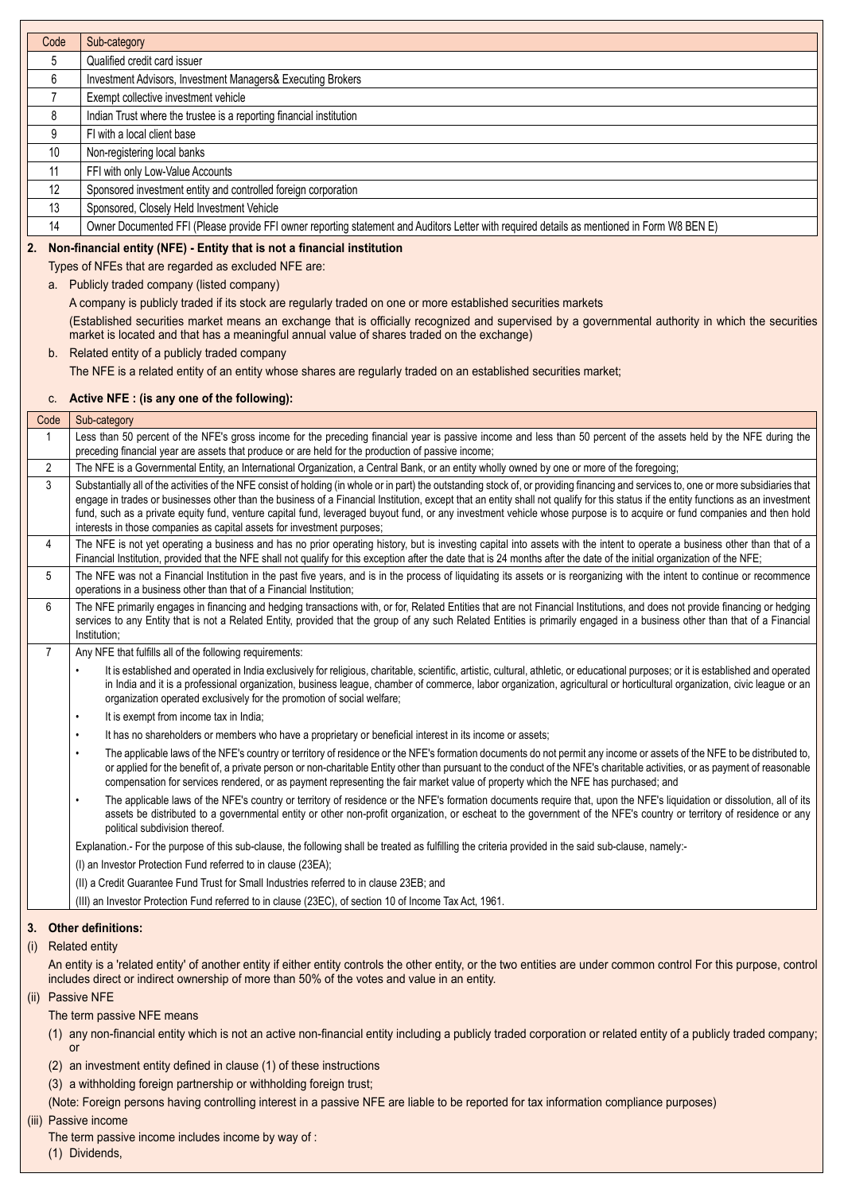| Code | Sub-category |
|---|---|
| 5 | Qualified credit card issuer |
| 6 | Investment Advisors, Investment Managers& Executing Brokers |
| 7 | Exempt collective investment vehicle |
| 8 | Indian Trust where the trustee is a reporting financial institution |
| 9 | FI with a local client base |
| 10 | Non-registering local banks |
| 11 | FFI with only Low-Value Accounts |
| 12 | Sponsored investment entity and controlled foreign corporation |
| 13 | Sponsored, Closely Held Investment Vehicle |
| 14 | Owner Documented FFI (Please provide FFI owner reporting statement and Auditors Letter with required details as mentioned in Form W8 BEN E) |

**2. Non-financial entity (NFE) - Entity that is not a financial institution**

Types of NFEs that are regarded as excluded NFE are:

a. Publicly traded company (listed company)

A company is publicly traded if its stock are regularly traded on one or more established securities markets

(Established securities market means an exchange that is officially recognized and supervised by a governmental authority in which the securities market is located and that has a meaningful annual value of shares traded on the exchange)

b. Related entity of a publicly traded company

The NFE is a related entity of an entity whose shares are regularly traded on an established securities market;

c. **Active NFE : (is any one of the following):**

| Code | Sub-category |
|---|---|
| 1 | Less than 50 percent of the NFE's gross income for the preceding financial year is passive income and less than 50 percent of the assets held by the NFE during the preceding financial year are assets that produce or are held for the production of passive income; |
| 2 | The NFE is a Governmental Entity, an International Organization, a Central Bank, or an entity wholly owned by one or more of the foregoing; |
| 3 | Substantially all of the activities of the NFE consist of holding (in whole or in part) the outstanding stock of, or providing financing and services to, one or more subsidiaries that engage in trades or businesses other than the business of a Financial Institution, except that an entity shall not qualify for this status if the entity functions as an investment fund, such as a private equity fund, venture capital fund, leveraged buyout fund, or any investment vehicle whose purpose is to acquire or fund companies and then hold interests in those companies as capital assets for investment purposes; |
| 4 | The NFE is not yet operating a business and has no prior operating history, but is investing capital into assets with the intent to operate a business other than that of a Financial Institution, provided that the NFE shall not qualify for this exception after the date that is 24 months after the date of the initial organization of the NFE; |
| 5 | The NFE was not a Financial Institution in the past five years, and is in the process of liquidating its assets or is reorganizing with the intent to continue or recommence operations in a business other than that of a Financial Institution; |
| 6 | The NFE primarily engages in financing and hedging transactions with, or for, Related Entities that are not Financial Institutions, and does not provide financing or hedging services to any Entity that is not a Related Entity, provided that the group of any such Related Entities is primarily engaged in a business other than that of a Financial Institution; |
| 7 | Any NFE that fulfills all of the following requirements:<br>• It is established and operated in India exclusively for religious, charitable, scientific, artistic, cultural, athletic, or educational purposes; or it is established and operated in India and it is a professional organization, business league, chamber of commerce, labor organization, agricultural or horticultural organization, civic league or an organization operated exclusively for the promotion of social welfare;<br>• It is exempt from income tax in India;<br>• It has no shareholders or members who have a proprietary or beneficial interest in its income or assets;<br>• The applicable laws of the NFE's country or territory of residence or the NFE's formation documents do not permit any income or assets of the NFE to be distributed to, or applied for the benefit of, a private person or non-charitable Entity other than pursuant to the conduct of the NFE's charitable activities, or as payment of reasonable compensation for services rendered, or as payment representing the fair market value of property which the NFE has purchased; and<br>• The applicable laws of the NFE's country or territory of residence or the NFE's formation documents require that, upon the NFE's liquidation or dissolution, all of its assets be distributed to a governmental entity or other non-profit organization, or escheat to the government of the NFE's country or territory of residence or any political subdivision thereof.<br>Explanation.- For the purpose of this sub-clause, the following shall be treated as fulfilling the criteria provided in the said sub-clause, namely:-<br>(I) an Investor Protection Fund referred to in clause (23EA);<br>(II) a Credit Guarantee Fund Trust for Small Industries referred to in clause 23EB; and<br>(III) an Investor Protection Fund referred to in clause (23EC), of section 10 of Income Tax Act, 1961. |

**3. Other definitions:**

(i) Related entity

An entity is a 'related entity' of another entity if either entity controls the other entity, or the two entities are under common control For this purpose, control includes direct or indirect ownership of more than 50% of the votes and value in an entity.

(ii) Passive NFE

The term passive NFE means

(1) any non-financial entity which is not an active non-financial entity including a publicly traded corporation or related entity of a publicly traded company; or

(2) an investment entity defined in clause (1) of these instructions

(3) a withholding foreign partnership or withholding foreign trust;

(Note: Foreign persons having controlling interest in a passive NFE are liable to be reported for tax information compliance purposes)

(iii) Passive income

The term passive income includes income by way of :

(1) Dividends,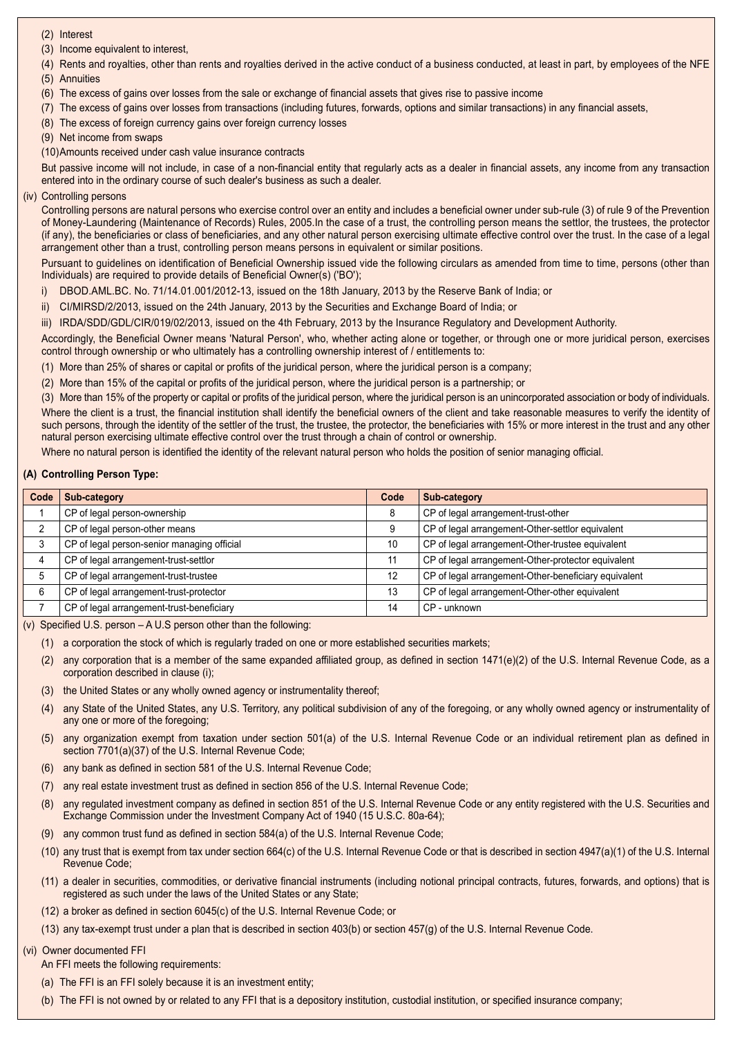(2) Interest

(3) Income equivalent to interest,

(4) Rents and royalties, other than rents and royalties derived in the active conduct of a business conducted, at least in part, by employees of the NFE

(5) Annuities

(6) The excess of gains over losses from the sale or exchange of financial assets that gives rise to passive income

(7) The excess of gains over losses from transactions (including futures, forwards, options and similar transactions) in any financial assets,

(8) The excess of foreign currency gains over foreign currency losses

(9) Net income from swaps

(10)Amounts received under cash value insurance contracts

But passive income will not include, in case of a non-financial entity that regularly acts as a dealer in financial assets, any income from any transaction entered into in the ordinary course of such dealer's business as such a dealer.

(iv) Controlling persons

Controlling persons are natural persons who exercise control over an entity and includes a beneficial owner under sub-rule (3) of rule 9 of the Prevention of Money-Laundering (Maintenance of Records) Rules, 2005.In the case of a trust, the controlling person means the settlor, the trustees, the protector (if any), the beneficiaries or class of beneficiaries, and any other natural person exercising ultimate effective control over the trust. In the case of a legal arrangement other than a trust, controlling person means persons in equivalent or similar positions.

Pursuant to guidelines on identification of Beneficial Ownership issued vide the following circulars as amended from time to time, persons (other than Individuals) are required to provide details of Beneficial Owner(s) ('BO');

i) DBOD.AML.BC. No. 71/14.01.001/2012-13, issued on the 18th January, 2013 by the Reserve Bank of India; or

ii) CI/MIRSD/2/2013, issued on the 24th January, 2013 by the Securities and Exchange Board of India; or

iii) IRDA/SDD/GDL/CIR/019/02/2013, issued on the 4th February, 2013 by the Insurance Regulatory and Development Authority.

Accordingly, the Beneficial Owner means 'Natural Person', who, whether acting alone or together, or through one or more juridical person, exercises control through ownership or who ultimately has a controlling ownership interest of / entitlements to:

(1) More than 25% of shares or capital or profits of the juridical person, where the juridical person is a company;

(2) More than 15% of the capital or profits of the juridical person, where the juridical person is a partnership; or

(3) More than 15% of the property or capital or profits of the juridical person, where the juridical person is an unincorporated association or body of individuals.

Where the client is a trust, the financial institution shall identify the beneficial owners of the client and take reasonable measures to verify the identity of such persons, through the identity of the settler of the trust, the trustee, the protector, the beneficiaries with 15% or more interest in the trust and any other natural person exercising ultimate effective control over the trust through a chain of control or ownership.

Where no natural person is identified the identity of the relevant natural person who holds the position of senior managing official.

**(A) Controlling Person Type:**

| Code | Sub-category | Code | Sub-category |
|---|---|---|---|
| 1 | CP of legal person-ownership | 8 | CP of legal arrangement-trust-other |
| 2 | CP of legal person-other means | 9 | CP of legal arrangement-Other-settlor equivalent |
| 3 | CP of legal person-senior managing official | 10 | CP of legal arrangement-Other-trustee equivalent |
| 4 | CP of legal arrangement-trust-settlor | 11 | CP of legal arrangement-Other-protector equivalent |
| 5 | CP of legal arrangement-trust-trustee | 12 | CP of legal arrangement-Other-beneficiary equivalent |
| 6 | CP of legal arrangement-trust-protector | 13 | CP of legal arrangement-Other-other equivalent |
| 7 | CP of legal arrangement-trust-beneficiary | 14 | CP - unknown |

(v) Specified U.S. person – A U.S person other than the following:

(1) a corporation the stock of which is regularly traded on one or more established securities markets;

(2) any corporation that is a member of the same expanded affiliated group, as defined in section 1471(e)(2) of the U.S. Internal Revenue Code, as a corporation described in clause (i);

(3) the United States or any wholly owned agency or instrumentality thereof;

(4) any State of the United States, any U.S. Territory, any political subdivision of any of the foregoing, or any wholly owned agency or instrumentality of any one or more of the foregoing;

(5) any organization exempt from taxation under section 501(a) of the U.S. Internal Revenue Code or an individual retirement plan as defined in section 7701(a)(37) of the U.S. Internal Revenue Code;

(6) any bank as defined in section 581 of the U.S. Internal Revenue Code;

(7) any real estate investment trust as defined in section 856 of the U.S. Internal Revenue Code;

(8) any regulated investment company as defined in section 851 of the U.S. Internal Revenue Code or any entity registered with the U.S. Securities and Exchange Commission under the Investment Company Act of 1940 (15 U.S.C. 80a-64);

(9) any common trust fund as defined in section 584(a) of the U.S. Internal Revenue Code;

(10) any trust that is exempt from tax under section 664(c) of the U.S. Internal Revenue Code or that is described in section 4947(a)(1) of the U.S. Internal Revenue Code;

(11) a dealer in securities, commodities, or derivative financial instruments (including notional principal contracts, futures, forwards, and options) that is registered as such under the laws of the United States or any State;

(12) a broker as defined in section 6045(c) of the U.S. Internal Revenue Code; or

(13) any tax-exempt trust under a plan that is described in section 403(b) or section 457(g) of the U.S. Internal Revenue Code.

(vi) Owner documented FFI

An FFI meets the following requirements:

(a) The FFI is an FFI solely because it is an investment entity;

(b) The FFI is not owned by or related to any FFI that is a depository institution, custodial institution, or specified insurance company;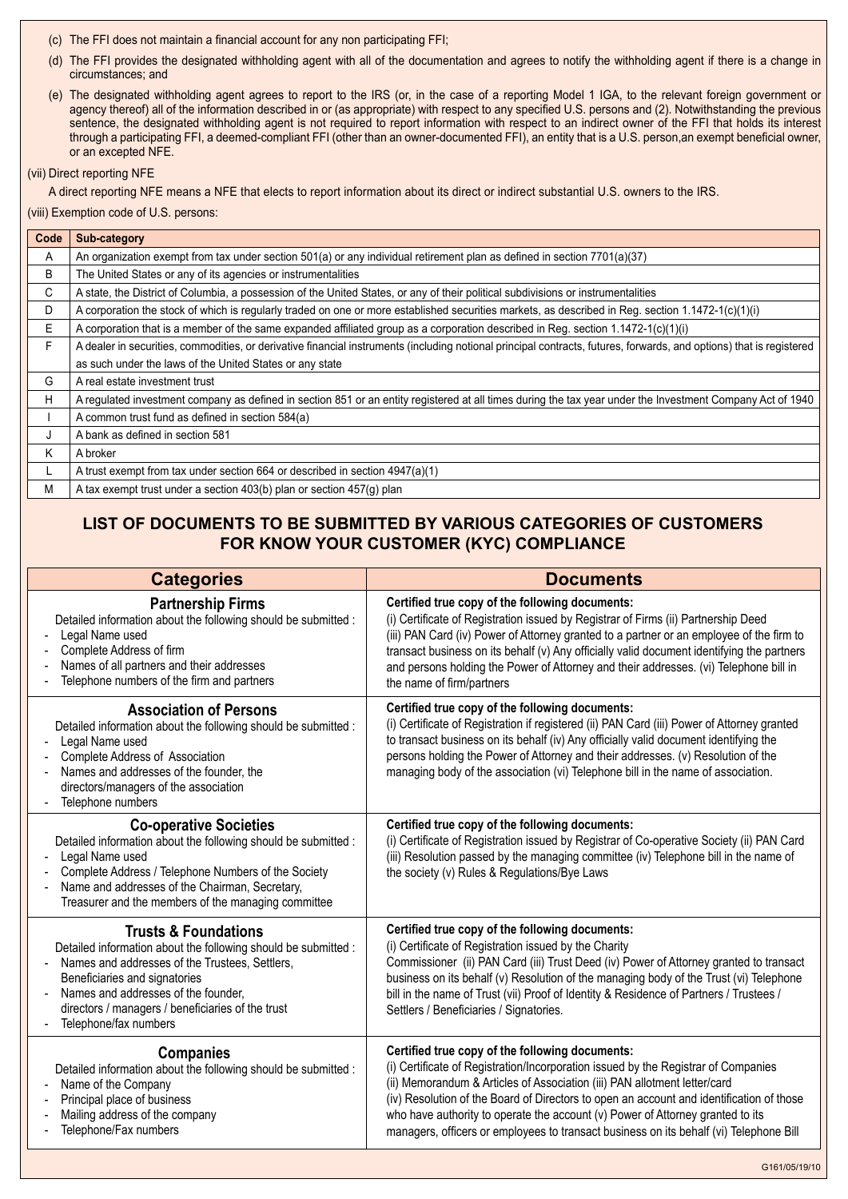(c) The FFI does not maintain a financial account for any non participating FFI;

(d) The FFI provides the designated withholding agent with all of the documentation and agrees to notify the withholding agent if there is a change in circumstances; and

(e) The designated withholding agent agrees to report to the IRS (or, in the case of a reporting Model 1 IGA, to the relevant foreign government or agency thereof) all of the information described in or (as appropriate) with respect to any specified U.S. persons and (2). Notwithstanding the previous sentence, the designated withholding agent is not required to report information with respect to an indirect owner of the FFI that holds its interest through a participating FFI, a deemed-compliant FFI (other than an owner-documented FFI), an entity that is a U.S. person,an exempt beneficial owner, or an excepted NFE.

(vii) Direct reporting NFE

A direct reporting NFE means a NFE that elects to report information about its direct or indirect substantial U.S. owners to the IRS.

(viii) Exemption code of U.S. persons:

| Code | Sub-category |
|---|---|
| A | An organization exempt from tax under section 501(a) or any individual retirement plan as defined in section 7701(a)(37) |
| B | The United States or any of its agencies or instrumentalities |
| C | A state, the District of Columbia, a possession of the United States, or any of their political subdivisions or instrumentalities |
| D | A corporation the stock of which is regularly traded on one or more established securities markets, as described in Reg. section 1.1472-1(c)(1)(i) |
| E | A corporation that is a member of the same expanded affiliated group as a corporation described in Reg. section 1.1472-1(c)(1)(i) |
| F | A dealer in securities, commodities, or derivative financial instruments (including notional principal contracts, futures, forwards, and options) that is registered as such under the laws of the United States or any state |
| G | A real estate investment trust |
| H | A regulated investment company as defined in section 851 or an entity registered at all times during the tax year under the Investment Company Act of 1940 |
| I | A common trust fund as defined in section 584(a) |
| J | A bank as defined in section 581 |
| K | A broker |
| L | A trust exempt from tax under section 664 or described in section 4947(a)(1) |
| M | A tax exempt trust under a section 403(b) plan or section 457(g) plan |

## LIST OF DOCUMENTS TO BE SUBMITTED BY VARIOUS CATEGORIES OF CUSTOMERS FOR KNOW YOUR CUSTOMER (KYC) COMPLIANCE

| Categories | Documents |
|---|---|
| **Partnership Firms**<br>Detailed information about the following should be submitted :<br>- Legal Name used<br>- Complete Address of firm<br>- Names of all partners and their addresses<br>- Telephone numbers of the firm and partners | **Certified true copy of the following documents:**<br>(i) Certificate of Registration issued by Registrar of Firms (ii) Partnership Deed (iii) PAN Card (iv) Power of Attorney granted to a partner or an employee of the firm to transact business on its behalf (v) Any officially valid document identifying the partners and persons holding the Power of Attorney and their addresses. (vi) Telephone bill in the name of firm/partners |
| **Association of Persons**<br>Detailed information about the following should be submitted :<br>- Legal Name used<br>- Complete Address of Association<br>- Names and addresses of the founder, the directors/managers of the association<br>- Telephone numbers | **Certified true copy of the following documents:**<br>(i) Certificate of Registration if registered (ii) PAN Card (iii) Power of Attorney granted to transact business on its behalf (iv) Any officially valid document identifying the persons holding the Power of Attorney and their addresses. (v) Resolution of the managing body of the association (vi) Telephone bill in the name of association. |
| **Co-operative Societies**<br>Detailed information about the following should be submitted :<br>- Legal Name used<br>- Complete Address / Telephone Numbers of the Society<br>- Name and addresses of the Chairman, Secretary, Treasurer and the members of the managing committee | **Certified true copy of the following documents:**<br>(i) Certificate of Registration issued by Registrar of Co-operative Society (ii) PAN Card (iii) Resolution passed by the managing committee (iv) Telephone bill in the name of the society (v) Rules & Regulations/Bye Laws |
| **Trusts & Foundations**<br>Detailed information about the following should be submitted :<br>- Names and addresses of the Trustees, Settlers, Beneficiaries and signatories<br>- Names and addresses of the founder, directors / managers / beneficiaries of the trust<br>- Telephone/fax numbers | **Certified true copy of the following documents:**<br>(i) Certificate of Registration issued by the Charity Commissioner (ii) PAN Card (iii) Trust Deed (iv) Power of Attorney granted to transact business on its behalf (v) Resolution of the managing body of the Trust (vi) Telephone bill in the name of Trust (vii) Proof of Identity & Residence of Partners / Trustees / Settlers / Beneficiaries / Signatories. |
| **Companies**<br>Detailed information about the following should be submitted :<br>- Name of the Company<br>- Principal place of business<br>- Mailing address of the company<br>- Telephone/Fax numbers | **Certified true copy of the following documents:**<br>(i) Certificate of Registration/Incorporation issued by the Registrar of Companies (ii) Memorandum & Articles of Association (iii) PAN allotment letter/card (iv) Resolution of the Board of Directors to open an account and identification of those who have authority to operate the account (v) Power of Attorney granted to its managers, officers or employees to transact business on its behalf (vi) Telephone Bill |

G161/05/19/10